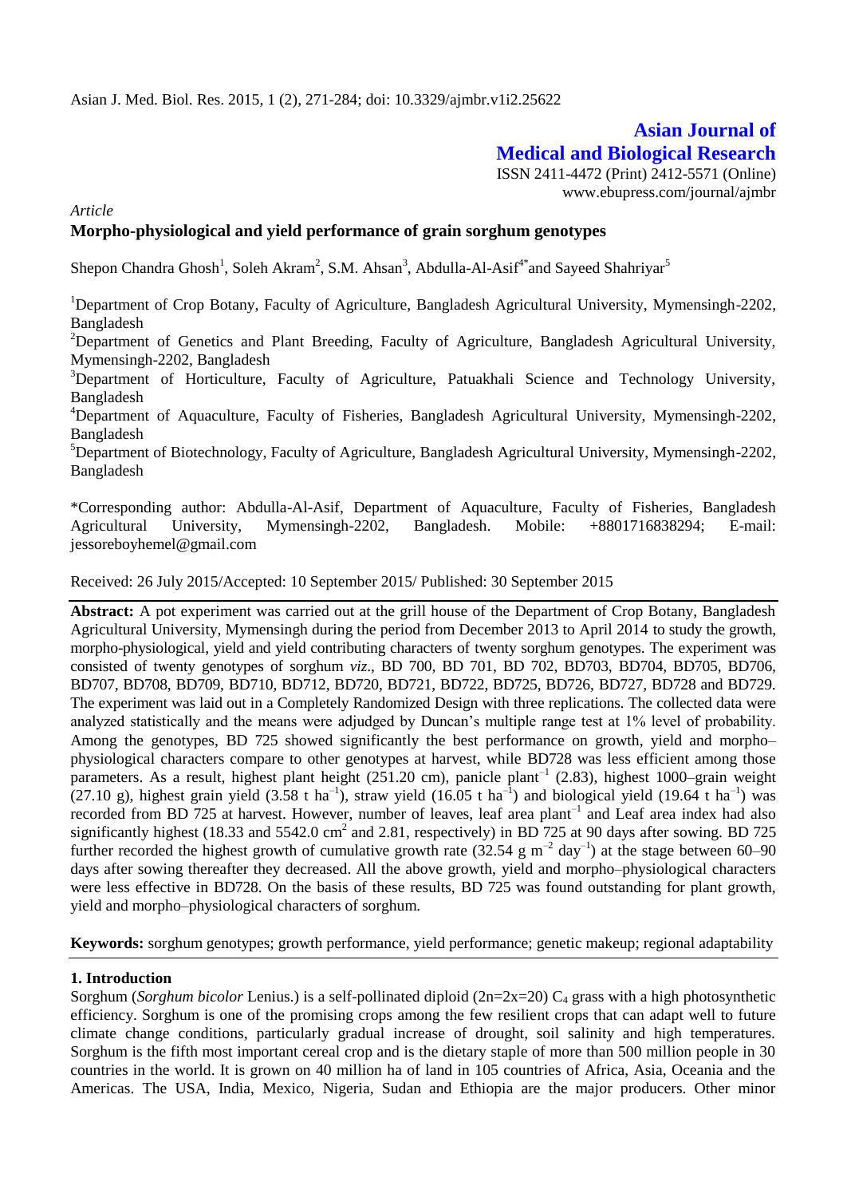Asian J. Med. Biol. Res. 2015, 1 (2), 271-284; doi: 10.3329/ajmbr.v1i2.25622

**Asian Journal of Medical and Biological Research**

ISSN 2411-4472 (Print) 2412-5571 (Online)
www.ebupress.com/journal/ajmbr

*Article*

# Morpho-physiological and yield performance of grain sorghum genotypes

Shepon Chandra Ghosh[1], Soleh Akram[2], S.M. Ahsan[3], Abdulla-Al-Asif[4*] and Sayeed Shahriyar[5]

[1]Department of Crop Botany, Faculty of Agriculture, Bangladesh Agricultural University, Mymensingh-2202, Bangladesh

[2]Department of Genetics and Plant Breeding, Faculty of Agriculture, Bangladesh Agricultural University, Mymensingh-2202, Bangladesh

[3]Department of Horticulture, Faculty of Agriculture, Patuakhali Science and Technology University, Bangladesh

[4]Department of Aquaculture, Faculty of Fisheries, Bangladesh Agricultural University, Mymensingh-2202, Bangladesh

[5]Department of Biotechnology, Faculty of Agriculture, Bangladesh Agricultural University, Mymensingh-2202, Bangladesh

*Corresponding author: Abdulla-Al-Asif, Department of Aquaculture, Faculty of Fisheries, Bangladesh Agricultural University, Mymensingh-2202, Bangladesh. Mobile: +8801716838294; E-mail: jessoreboyhemel@gmail.com

Received: 26 July 2015/Accepted: 10 September 2015/ Published: 30 September 2015

**Abstract:** A pot experiment was carried out at the grill house of the Department of Crop Botany, Bangladesh Agricultural University, Mymensingh during the period from December 2013 to April 2014 to study the growth, morpho-physiological, yield and yield contributing characters of twenty sorghum genotypes. The experiment was consisted of twenty genotypes of sorghum *viz*., BD 700, BD 701, BD 702, BD703, BD704, BD705, BD706, BD707, BD708, BD709, BD710, BD712, BD720, BD721, BD722, BD725, BD726, BD727, BD728 and BD729. The experiment was laid out in a Completely Randomized Design with three replications. The collected data were analyzed statistically and the means were adjudged by Duncan's multiple range test at 1% level of probability. Among the genotypes, BD 725 showed significantly the best performance on growth, yield and morpho–physiological characters compare to other genotypes at harvest, while BD728 was less efficient among those parameters. As a result, highest plant height (251.20 cm), panicle plant$^{-1}$ (2.83), highest 1000–grain weight (27.10 g), highest grain yield (3.58 t ha$^{-1}$), straw yield (16.05 t ha$^{-1}$) and biological yield (19.64 t ha$^{-1}$) was recorded from BD 725 at harvest. However, number of leaves, leaf area plant$^{-1}$ and Leaf area index had also significantly highest (18.33 and 5542.0 cm$^2$ and 2.81, respectively) in BD 725 at 90 days after sowing. BD 725 further recorded the highest growth of cumulative growth rate (32.54 g m$^{-2}$ day$^{-1}$) at the stage between 60–90 days after sowing thereafter they decreased. All the above growth, yield and morpho–physiological characters were less effective in BD728. On the basis of these results, BD 725 was found outstanding for plant growth, yield and morpho–physiological characters of sorghum.

**Keywords:** sorghum genotypes; growth performance, yield performance; genetic makeup; regional adaptability

## 1. Introduction

Sorghum (*Sorghum bicolor* Lenius.) is a self-pollinated diploid (2n=2x=20) $C_4$ grass with a high photosynthetic efficiency. Sorghum is one of the promising crops among the few resilient crops that can adapt well to future climate change conditions, particularly gradual increase of drought, soil salinity and high temperatures. Sorghum is the fifth most important cereal crop and is the dietary staple of more than 500 million people in 30 countries in the world. It is grown on 40 million ha of land in 105 countries of Africa, Asia, Oceania and the Americas. The USA, India, Mexico, Nigeria, Sudan and Ethiopia are the major producers. Other minor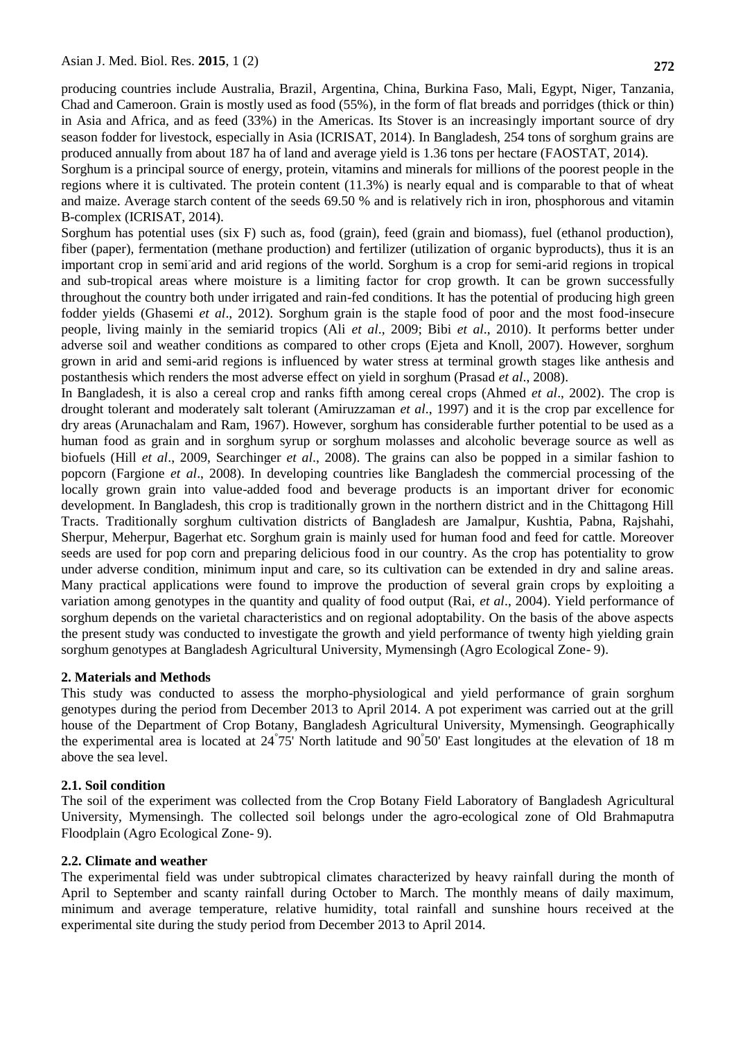producing countries include Australia, Brazil, Argentina, China, Burkina Faso, Mali, Egypt, Niger, Tanzania, Chad and Cameroon. Grain is mostly used as food (55%), in the form of flat breads and porridges (thick or thin) in Asia and Africa, and as feed (33%) in the Americas. Its Stover is an increasingly important source of dry season fodder for livestock, especially in Asia (ICRISAT, 2014). In Bangladesh, 254 tons of sorghum grains are produced annually from about 187 ha of land and average yield is 1.36 tons per hectare (FAOSTAT, 2014).

Sorghum is a principal source of energy, protein, vitamins and minerals for millions of the poorest people in the regions where it is cultivated. The protein content (11.3%) is nearly equal and is comparable to that of wheat and maize. Average starch content of the seeds 69.50 % and is relatively rich in iron, phosphorous and vitamin B-complex (ICRISAT, 2014).

Sorghum has potential uses (six F) such as, food (grain), feed (grain and biomass), fuel (ethanol production), fiber (paper), fermentation (methane production) and fertilizer (utilization of organic byproducts), thus it is an important crop in semi-arid and arid regions of the world. Sorghum is a crop for semi-arid regions in tropical and sub-tropical areas where moisture is a limiting factor for crop growth. It can be grown successfully throughout the country both under irrigated and rain-fed conditions. It has the potential of producing high green fodder yields (Ghasemi *et al*., 2012). Sorghum grain is the staple food of poor and the most food-insecure people, living mainly in the semiarid tropics (Ali *et al*., 2009; Bibi *et al*., 2010). It performs better under adverse soil and weather conditions as compared to other crops (Ejeta and Knoll, 2007). However, sorghum grown in arid and semi-arid regions is influenced by water stress at terminal growth stages like anthesis and postanthesis which renders the most adverse effect on yield in sorghum (Prasad *et al*., 2008).

In Bangladesh, it is also a cereal crop and ranks fifth among cereal crops (Ahmed *et al*., 2002). The crop is drought tolerant and moderately salt tolerant (Amiruzzaman *et al*., 1997) and it is the crop par excellence for dry areas (Arunachalam and Ram, 1967). However, sorghum has considerable further potential to be used as a human food as grain and in sorghum syrup or sorghum molasses and alcoholic beverage source as well as biofuels (Hill *et al*., 2009, Searchinger *et al*., 2008). The grains can also be popped in a similar fashion to popcorn (Fargione *et al*., 2008). In developing countries like Bangladesh the commercial processing of the locally grown grain into value-added food and beverage products is an important driver for economic development. In Bangladesh, this crop is traditionally grown in the northern district and in the Chittagong Hill Tracts. Traditionally sorghum cultivation districts of Bangladesh are Jamalpur, Kushtia, Pabna, Rajshahi, Sherpur, Meherpur, Bagerhat etc. Sorghum grain is mainly used for human food and feed for cattle. Moreover seeds are used for pop corn and preparing delicious food in our country. As the crop has potentiality to grow under adverse condition, minimum input and care, so its cultivation can be extended in dry and saline areas. Many practical applications were found to improve the production of several grain crops by exploiting a variation among genotypes in the quantity and quality of food output (Rai, *et al*., 2004). Yield performance of sorghum depends on the varietal characteristics and on regional adoptability. On the basis of the above aspects the present study was conducted to investigate the growth and yield performance of twenty high yielding grain sorghum genotypes at Bangladesh Agricultural University, Mymensingh (Agro Ecological Zone- 9).

## 2. Materials and Methods

This study was conducted to assess the morpho-physiological and yield performance of grain sorghum genotypes during the period from December 2013 to April 2014. A pot experiment was carried out at the grill house of the Department of Crop Botany, Bangladesh Agricultural University, Mymensingh. Geographically the experimental area is located at 24°75' North latitude and 90°50' East longitudes at the elevation of 18 m above the sea level.

### 2.1. Soil condition

The soil of the experiment was collected from the Crop Botany Field Laboratory of Bangladesh Agricultural University, Mymensingh. The collected soil belongs under the agro-ecological zone of Old Brahmaputra Floodplain (Agro Ecological Zone- 9).

### 2.2. Climate and weather

The experimental field was under subtropical climates characterized by heavy rainfall during the month of April to September and scanty rainfall during October to March. The monthly means of daily maximum, minimum and average temperature, relative humidity, total rainfall and sunshine hours received at the experimental site during the study period from December 2013 to April 2014.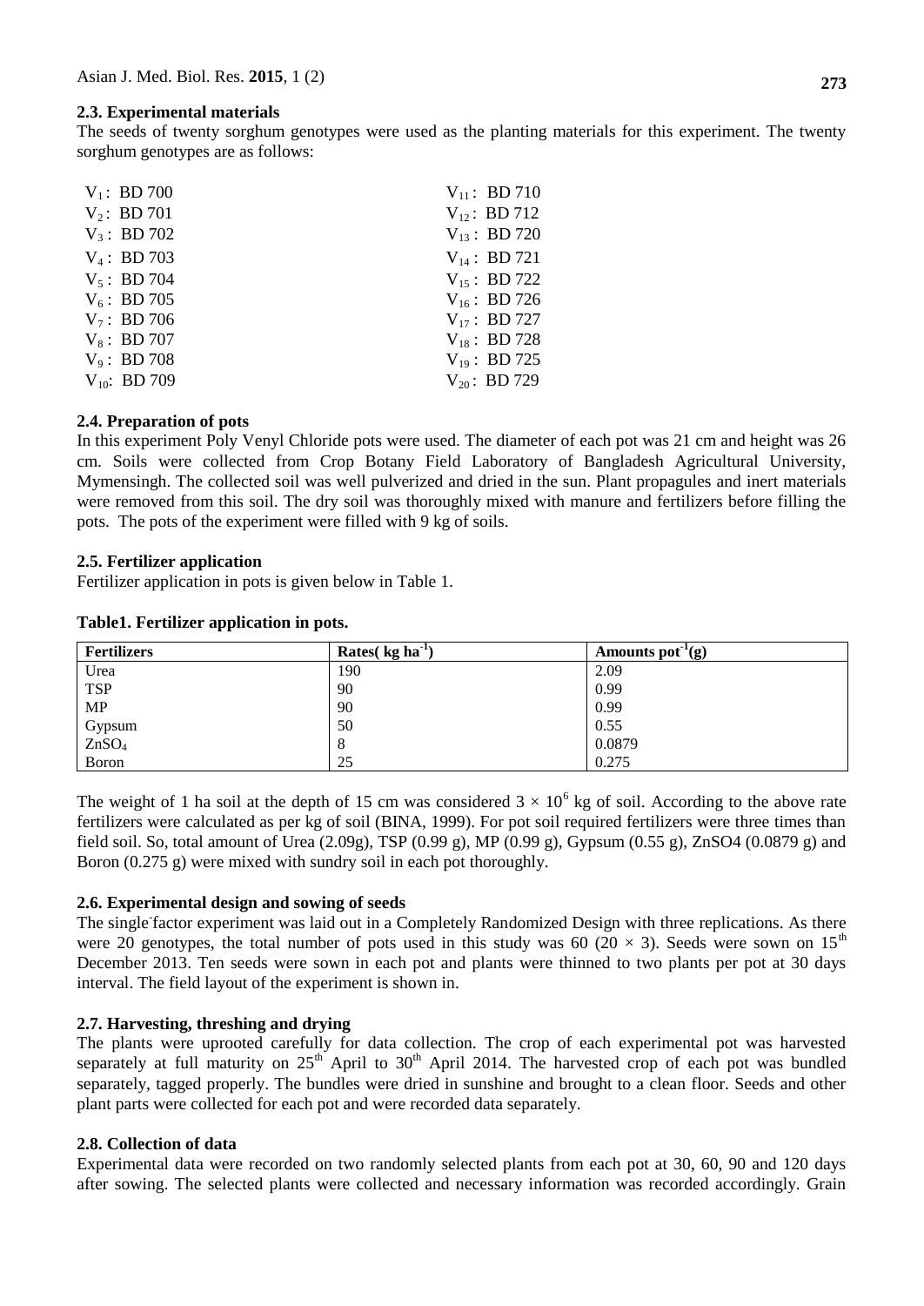### 2.3. Experimental materials

The seeds of twenty sorghum genotypes were used as the planting materials for this experiment. The twenty sorghum genotypes are as follows:

| | |
|---|---|
| $V_1$ : BD 700 | $V_{11}$ : BD 710 |
| $V_2$ : BD 701 | $V_{12}$ : BD 712 |
| $V_3$ : BD 702 | $V_{13}$ : BD 720 |
| $V_4$ : BD 703 | $V_{14}$ : BD 721 |
| $V_5$ : BD 704 | $V_{15}$ : BD 722 |
| $V_6$ : BD 705 | $V_{16}$ : BD 726 |
| $V_7$ : BD 706 | $V_{17}$ : BD 727 |
| $V_8$ : BD 707 | $V_{18}$ : BD 728 |
| $V_9$ : BD 708 | $V_{19}$ : BD 725 |
| $V_{10}$: BD 709 | $V_{20}$ : BD 729 |

### 2.4. Preparation of pots

In this experiment Poly Venyl Chloride pots were used. The diameter of each pot was 21 cm and height was 26 cm. Soils were collected from Crop Botany Field Laboratory of Bangladesh Agricultural University, Mymensingh. The collected soil was well pulverized and dried in the sun. Plant propagules and inert materials were removed from this soil. The dry soil was thoroughly mixed with manure and fertilizers before filling the pots. The pots of the experiment were filled with 9 kg of soils.

### 2.5. Fertilizer application

Fertilizer application in pots is given below in Table 1.

**Table1. Fertilizer application in pots.**

| Fertilizers | Rates( kg $ha^{-1}$) | Amounts $pot^{-1}$(g) |
|---|---|---|
| Urea | 190 | 2.09 |
| TSP | 90 | 0.99 |
| MP | 90 | 0.99 |
| Gypsum | 50 | 0.55 |
| $ZnSO_4$ | 8 | 0.0879 |
| Boron | 25 | 0.275 |

The weight of 1 ha soil at the depth of 15 cm was considered $3 \times 10^6$ kg of soil. According to the above rate fertilizers were calculated as per kg of soil (BINA, 1999). For pot soil required fertilizers were three times than field soil. So, total amount of Urea (2.09g), TSP (0.99 g), MP (0.99 g), Gypsum (0.55 g), ZnSO4 (0.0879 g) and Boron (0.275 g) were mixed with sundry soil in each pot thoroughly.

### 2.6. Experimental design and sowing of seeds

The single factor experiment was laid out in a Completely Randomized Design with three replications. As there were 20 genotypes, the total number of pots used in this study was 60 ($20 \times 3$). Seeds were sown on 15th December 2013. Ten seeds were sown in each pot and plants were thinned to two plants per pot at 30 days interval. The field layout of the experiment is shown in.

### 2.7. Harvesting, threshing and drying

The plants were uprooted carefully for data collection. The crop of each experimental pot was harvested separately at full maturity on 25th April to 30th April 2014. The harvested crop of each pot was bundled separately, tagged properly. The bundles were dried in sunshine and brought to a clean floor. Seeds and other plant parts were collected for each pot and were recorded data separately.

### 2.8. Collection of data

Experimental data were recorded on two randomly selected plants from each pot at 30, 60, 90 and 120 days after sowing. The selected plants were collected and necessary information was recorded accordingly. Grain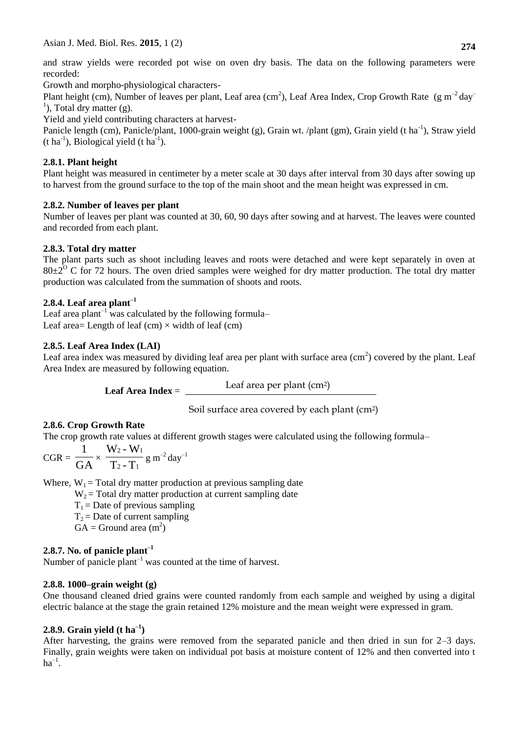and straw yields were recorded pot wise on oven dry basis. The data on the following parameters were recorded:

Growth and morpho-physiological characters-

Plant height (cm), Number of leaves per plant, Leaf area ($cm^2$), Leaf Area Index, Crop Growth Rate ($g\ m^{-2}\ day^{-1}$), Total dry matter (g).

Yield and yield contributing characters at harvest-

Panicle length (cm), Panicle/plant, 1000-grain weight (g), Grain wt. /plant (gm), Grain yield ($t\ ha^{-1}$), Straw yield ($t\ ha^{-1}$), Biological yield ($t\ ha^{-1}$).

### 2.8.1. Plant height

Plant height was measured in centimeter by a meter scale at 30 days after interval from 30 days after sowing up to harvest from the ground surface to the top of the main shoot and the mean height was expressed in cm.

### 2.8.2. Number of leaves per plant

Number of leaves per plant was counted at 30, 60, 90 days after sowing and at harvest. The leaves were counted and recorded from each plant.

### 2.8.3. Total dry matter

The plant parts such as shoot including leaves and roots were detached and were kept separately in oven at $80\pm2^{O}$ C for 72 hours. The oven dried samples were weighed for dry matter production. The total dry matter production was calculated from the summation of shoots and roots.

### 2.8.4. Leaf area plant$^{-1}$

Leaf area plant$^{-1}$ was calculated by the following formula–

Leaf area= Length of leaf (cm) × width of leaf (cm)

### 2.8.5. Leaf Area Index (LAI)

Leaf area index was measured by dividing leaf area per plant with surface area ($cm^2$) covered by the plant. Leaf Area Index are measured by following equation.

$$\textbf{Leaf Area Index} = \frac{\text{Leaf area per plant (cm}^2\text{)}}{\text{Soil surface area covered by each plant (cm}^2\text{)}}$$

### 2.8.6. Crop Growth Rate

The crop growth rate values at different growth stages were calculated using the following formula–

$$\text{CGR} = \frac{1}{\text{GA}} \times \frac{W_2 - W_1}{T_2 - T_1}\ g\ m^{-2}\ day^{-1}$$

Where, $W_1$ = Total dry matter production at previous sampling date

$W_2$ = Total dry matter production at current sampling date

$T_1$ = Date of previous sampling

$T_2$ = Date of current sampling

GA = Ground area ($m^2$)

### 2.8.7. No. of panicle plant$^{-1}$

Number of panicle plant$^{-1}$ was counted at the time of harvest.

### 2.8.8. 1000–grain weight (g)

One thousand cleaned dried grains were counted randomly from each sample and weighed by using a digital electric balance at the stage the grain retained 12% moisture and the mean weight were expressed in gram.

### 2.8.9. Grain yield ($t\ ha^{-1}$)

After harvesting, the grains were removed from the separated panicle and then dried in sun for 2–3 days. Finally, grain weights were taken on individual pot basis at moisture content of 12% and then converted into $t\ ha^{-1}$.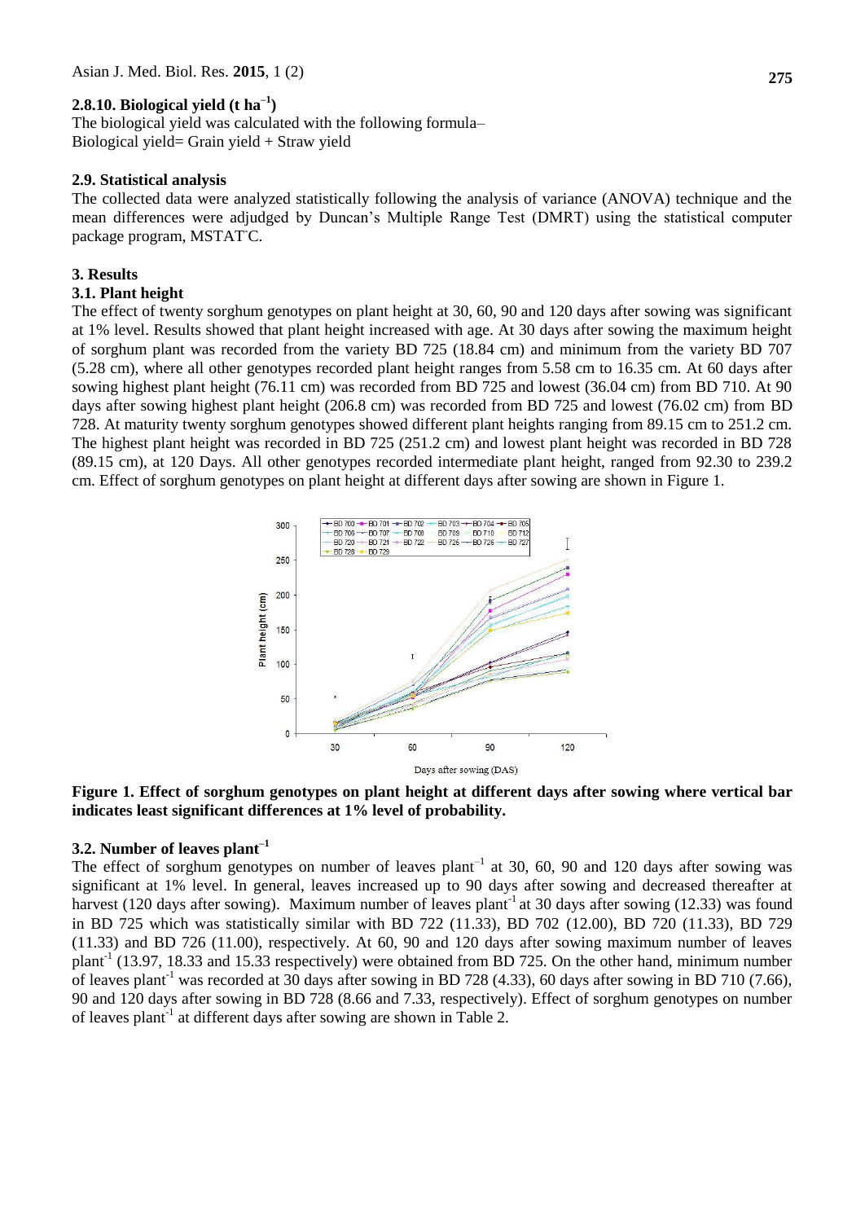### 2.8.10. Biological yield (t $ha^{-1}$)

The biological yield was calculated with the following formula–
Biological yield= Grain yield + Straw yield

### 2.9. Statistical analysis

The collected data were analyzed statistically following the analysis of variance (ANOVA) technique and the mean differences were adjudged by Duncan's Multiple Range Test (DMRT) using the statistical computer package program, MSTAT-C.

## 3. Results

### 3.1. Plant height

The effect of twenty sorghum genotypes on plant height at 30, 60, 90 and 120 days after sowing was significant at 1% level. Results showed that plant height increased with age. At 30 days after sowing the maximum height of sorghum plant was recorded from the variety BD 725 (18.84 cm) and minimum from the variety BD 707 (5.28 cm), where all other genotypes recorded plant height ranges from 5.58 cm to 16.35 cm. At 60 days after sowing highest plant height (76.11 cm) was recorded from BD 725 and lowest (36.04 cm) from BD 710. At 90 days after sowing highest plant height (206.8 cm) was recorded from BD 725 and lowest (76.02 cm) from BD 728. At maturity twenty sorghum genotypes showed different plant heights ranging from 89.15 cm to 251.2 cm. The highest plant height was recorded in BD 725 (251.2 cm) and lowest plant height was recorded in BD 728 (89.15 cm), at 120 Days. All other genotypes recorded intermediate plant height, ranged from 92.30 to 239.2 cm. Effect of sorghum genotypes on plant height at different days after sowing are shown in Figure 1.

**Figure 1. Effect of sorghum genotypes on plant height at different days after sowing where vertical bar indicates least significant differences at 1% level of probability.**

### 3.2. Number of leaves $plant^{-1}$

The effect of sorghum genotypes on number of leaves $plant^{-1}$ at 30, 60, 90 and 120 days after sowing was significant at 1% level. In general, leaves increased up to 90 days after sowing and decreased thereafter at harvest (120 days after sowing). Maximum number of leaves $plant^{-1}$ at 30 days after sowing (12.33) was found in BD 725 which was statistically similar with BD 722 (11.33), BD 702 (12.00), BD 720 (11.33), BD 729 (11.33) and BD 726 (11.00), respectively. At 60, 90 and 120 days after sowing maximum number of leaves $plant^{-1}$ (13.97, 18.33 and 15.33 respectively) were obtained from BD 725. On the other hand, minimum number of leaves $plant^{-1}$ was recorded at 30 days after sowing in BD 728 (4.33), 60 days after sowing in BD 710 (7.66), 90 and 120 days after sowing in BD 728 (8.66 and 7.33, respectively). Effect of sorghum genotypes on number of leaves $plant^{-1}$ at different days after sowing are shown in Table 2.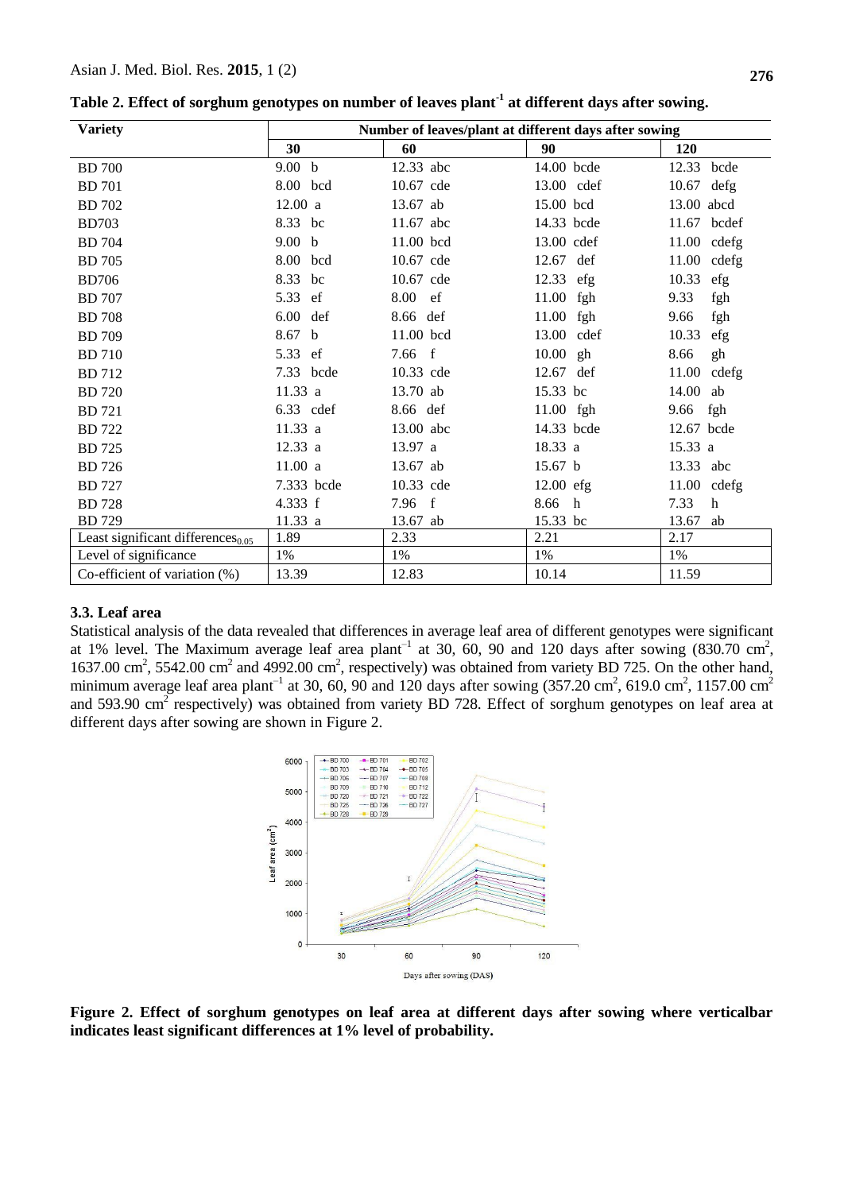**Table 2. Effect of sorghum genotypes on number of leaves plant$^{-1}$ at different days after sowing.**

| Variety | Number of leaves/plant at different days after sowing | | | |
|---|---|---|---|---|
| | 30 | 60 | 90 | 120 |
| BD 700 | 9.00 b | 12.33 abc | 14.00 bcde | 12.33 bcde |
| BD 701 | 8.00 bcd | 10.67 cde | 13.00 cdef | 10.67 defg |
| BD 702 | 12.00 a | 13.67 ab | 15.00 bcd | 13.00 abcd |
| BD703 | 8.33 bc | 11.67 abc | 14.33 bcde | 11.67 bcdef |
| BD 704 | 9.00 b | 11.00 bcd | 13.00 cdef | 11.00 cdefg |
| BD 705 | 8.00 bcd | 10.67 cde | 12.67 def | 11.00 cdefg |
| BD706 | 8.33 bc | 10.67 cde | 12.33 efg | 10.33 efg |
| BD 707 | 5.33 ef | 8.00 ef | 11.00 fgh | 9.33 fgh |
| BD 708 | 6.00 def | 8.66 def | 11.00 fgh | 9.66 fgh |
| BD 709 | 8.67 b | 11.00 bcd | 13.00 cdef | 10.33 efg |
| BD 710 | 5.33 ef | 7.66 f | 10.00 gh | 8.66 gh |
| BD 712 | 7.33 bcde | 10.33 cde | 12.67 def | 11.00 cdefg |
| BD 720 | 11.33 a | 13.70 ab | 15.33 bc | 14.00 ab |
| BD 721 | 6.33 cdef | 8.66 def | 11.00 fgh | 9.66 fgh |
| BD 722 | 11.33 a | 13.00 abc | 14.33 bcde | 12.67 bcde |
| BD 725 | 12.33 a | 13.97 a | 18.33 a | 15.33 a |
| BD 726 | 11.00 a | 13.67 ab | 15.67 b | 13.33 abc |
| BD 727 | 7.333 bcde | 10.33 cde | 12.00 efg | 11.00 cdefg |
| BD 728 | 4.333 f | 7.96 f | 8.66 h | 7.33 h |
| BD 729 | 11.33 a | 13.67 ab | 15.33 bc | 13.67 ab |
| Least significant differences$_{0.05}$ | 1.89 | 2.33 | 2.21 | 2.17 |
| Level of significance | 1% | 1% | 1% | 1% |
| Co-efficient of variation (%) | 13.39 | 12.83 | 10.14 | 11.59 |

### 3.3. Leaf area

Statistical analysis of the data revealed that differences in average leaf area of different genotypes were significant at 1% level. The Maximum average leaf area plant$^{-1}$ at 30, 60, 90 and 120 days after sowing (830.70 cm$^2$, 1637.00 cm$^2$, 5542.00 cm$^2$ and 4992.00 cm$^2$, respectively) was obtained from variety BD 725. On the other hand, minimum average leaf area plant$^{-1}$ at 30, 60, 90 and 120 days after sowing (357.20 cm$^2$, 619.0 cm$^2$, 1157.00 cm$^2$ and 593.90 cm$^2$ respectively) was obtained from variety BD 728. Effect of sorghum genotypes on leaf area at different days after sowing are shown in Figure 2.

**Figure 2. Effect of sorghum genotypes on leaf area at different days after sowing where verticalbar indicates least significant differences at 1% level of probability.**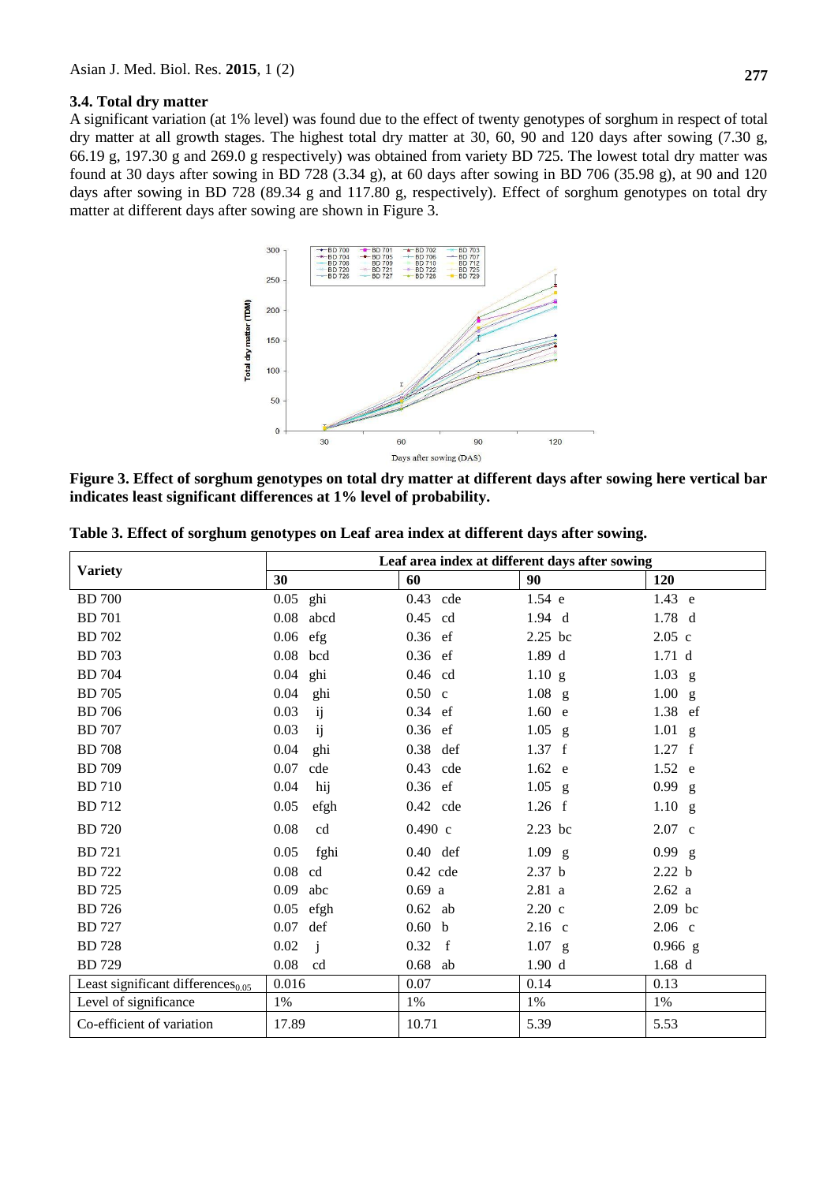### 3.4. Total dry matter

A significant variation (at 1% level) was found due to the effect of twenty genotypes of sorghum in respect of total dry matter at all growth stages. The highest total dry matter at 30, 60, 90 and 120 days after sowing (7.30 g, 66.19 g, 197.30 g and 269.0 g respectively) was obtained from variety BD 725. The lowest total dry matter was found at 30 days after sowing in BD 728 (3.34 g), at 60 days after sowing in BD 706 (35.98 g), at 90 and 120 days after sowing in BD 728 (89.34 g and 117.80 g, respectively). Effect of sorghum genotypes on total dry matter at different days after sowing are shown in Figure 3.

**Figure 3. Effect of sorghum genotypes on total dry matter at different days after sowing here vertical bar indicates least significant differences at 1% level of probability.**

**Table 3. Effect of sorghum genotypes on Leaf area index at different days after sowing.**

| Variety | Leaf area index at different days after sowing | | | |
|---|---|---|---|---|
| | 30 | 60 | 90 | 120 |
| BD 700 | 0.05 ghi | 0.43 cde | 1.54 e | 1.43 e |
| BD 701 | 0.08 abcd | 0.45 cd | 1.94 d | 1.78 d |
| BD 702 | 0.06 efg | 0.36 ef | 2.25 bc | 2.05 c |
| BD 703 | 0.08 bcd | 0.36 ef | 1.89 d | 1.71 d |
| BD 704 | 0.04 ghi | 0.46 cd | 1.10 g | 1.03 g |
| BD 705 | 0.04 ghi | 0.50 c | 1.08 g | 1.00 g |
| BD 706 | 0.03 ij | 0.34 ef | 1.60 e | 1.38 ef |
| BD 707 | 0.03 ij | 0.36 ef | 1.05 g | 1.01 g |
| BD 708 | 0.04 ghi | 0.38 def | 1.37 f | 1.27 f |
| BD 709 | 0.07 cde | 0.43 cde | 1.62 e | 1.52 e |
| BD 710 | 0.04 hij | 0.36 ef | 1.05 g | 0.99 g |
| BD 712 | 0.05 efgh | 0.42 cde | 1.26 f | 1.10 g |
| BD 720 | 0.08 cd | 0.490 c | 2.23 bc | 2.07 c |
| BD 721 | 0.05 fghi | 0.40 def | 1.09 g | 0.99 g |
| BD 722 | 0.08 cd | 0.42 cde | 2.37 b | 2.22 b |
| BD 725 | 0.09 abc | 0.69 a | 2.81 a | 2.62 a |
| BD 726 | 0.05 efgh | 0.62 ab | 2.20 c | 2.09 bc |
| BD 727 | 0.07 def | 0.60 b | 2.16 c | 2.06 c |
| BD 728 | 0.02 j | 0.32 f | 1.07 g | 0.966 g |
| BD 729 | 0.08 cd | 0.68 ab | 1.90 d | 1.68 d |
| Least significant differences$_{0.05}$ | 0.016 | 0.07 | 0.14 | 0.13 |
| Level of significance | 1% | 1% | 1% | 1% |
| Co-efficient of variation | 17.89 | 10.71 | 5.39 | 5.53 |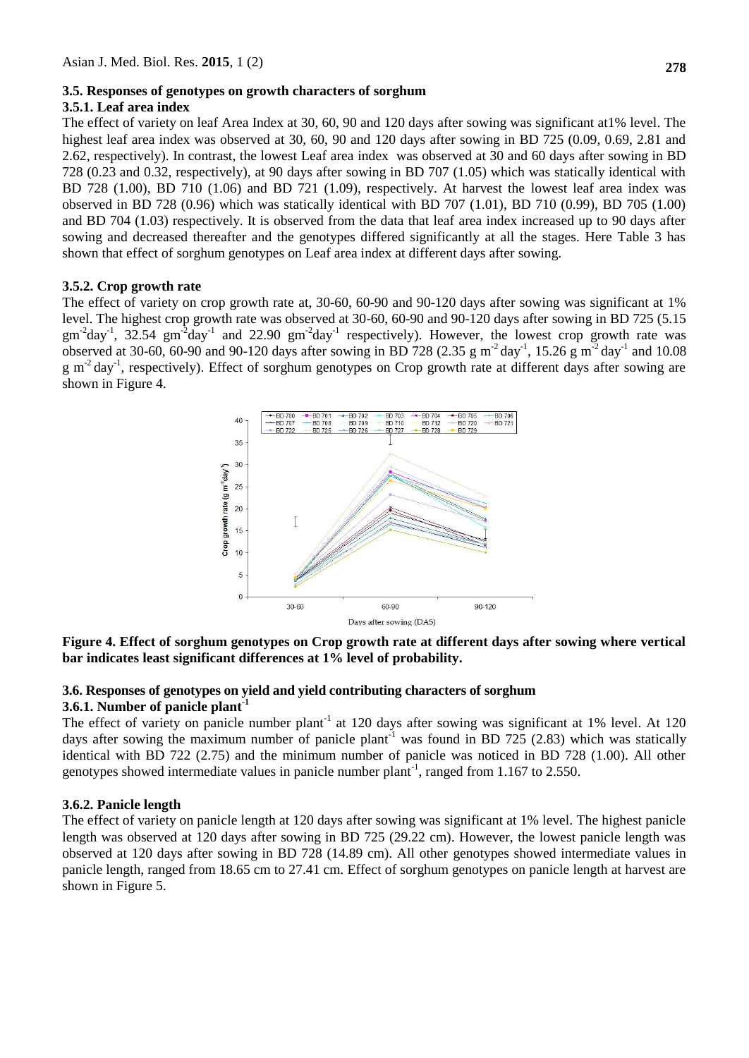### 3.5. Responses of genotypes on growth characters of sorghum

#### 3.5.1. Leaf area index

The effect of variety on leaf Area Index at 30, 60, 90 and 120 days after sowing was significant at1% level. The highest leaf area index was observed at 30, 60, 90 and 120 days after sowing in BD 725 (0.09, 0.69, 2.81 and 2.62, respectively). In contrast, the lowest Leaf area index was observed at 30 and 60 days after sowing in BD 728 (0.23 and 0.32, respectively), at 90 days after sowing in BD 707 (1.05) which was statically identical with BD 728 (1.00), BD 710 (1.06) and BD 721 (1.09), respectively. At harvest the lowest leaf area index was observed in BD 728 (0.96) which was statically identical with BD 707 (1.01), BD 710 (0.99), BD 705 (1.00) and BD 704 (1.03) respectively. It is observed from the data that leaf area index increased up to 90 days after sowing and decreased thereafter and the genotypes differed significantly at all the stages. Here Table 3 has shown that effect of sorghum genotypes on Leaf area index at different days after sowing.

#### 3.5.2. Crop growth rate

The effect of variety on crop growth rate at, 30-60, 60-90 and 90-120 days after sowing was significant at 1% level. The highest crop growth rate was observed at 30-60, 60-90 and 90-120 days after sowing in BD 725 (5.15 $gm^{-2}day^{-1}$, 32.54 $gm^{-2}day^{-1}$ and 22.90 $gm^{-2}day^{-1}$ respectively). However, the lowest crop growth rate was observed at 30-60, 60-90 and 90-120 days after sowing in BD 728 (2.35 $g\ m^{-2}\ day^{-1}$, 15.26 $g\ m^{-2}\ day^{-1}$ and 10.08 $g\ m^{-2}\ day^{-1}$, respectively). Effect of sorghum genotypes on Crop growth rate at different days after sowing are shown in Figure 4.

**Figure 4. Effect of sorghum genotypes on Crop growth rate at different days after sowing where vertical bar indicates least significant differences at 1% level of probability.**

### 3.6. Responses of genotypes on yield and yield contributing characters of sorghum

#### 3.6.1. Number of panicle plant$^{-1}$

The effect of variety on panicle number plant$^{-1}$ at 120 days after sowing was significant at 1% level. At 120 days after sowing the maximum number of panicle plant$^{-1}$ was found in BD 725 (2.83) which was statically identical with BD 722 (2.75) and the minimum number of panicle was noticed in BD 728 (1.00). All other genotypes showed intermediate values in panicle number plant$^{-1}$, ranged from 1.167 to 2.550.

#### 3.6.2. Panicle length

The effect of variety on panicle length at 120 days after sowing was significant at 1% level. The highest panicle length was observed at 120 days after sowing in BD 725 (29.22 cm). However, the lowest panicle length was observed at 120 days after sowing in BD 728 (14.89 cm). All other genotypes showed intermediate values in panicle length, ranged from 18.65 cm to 27.41 cm. Effect of sorghum genotypes on panicle length at harvest are shown in Figure 5.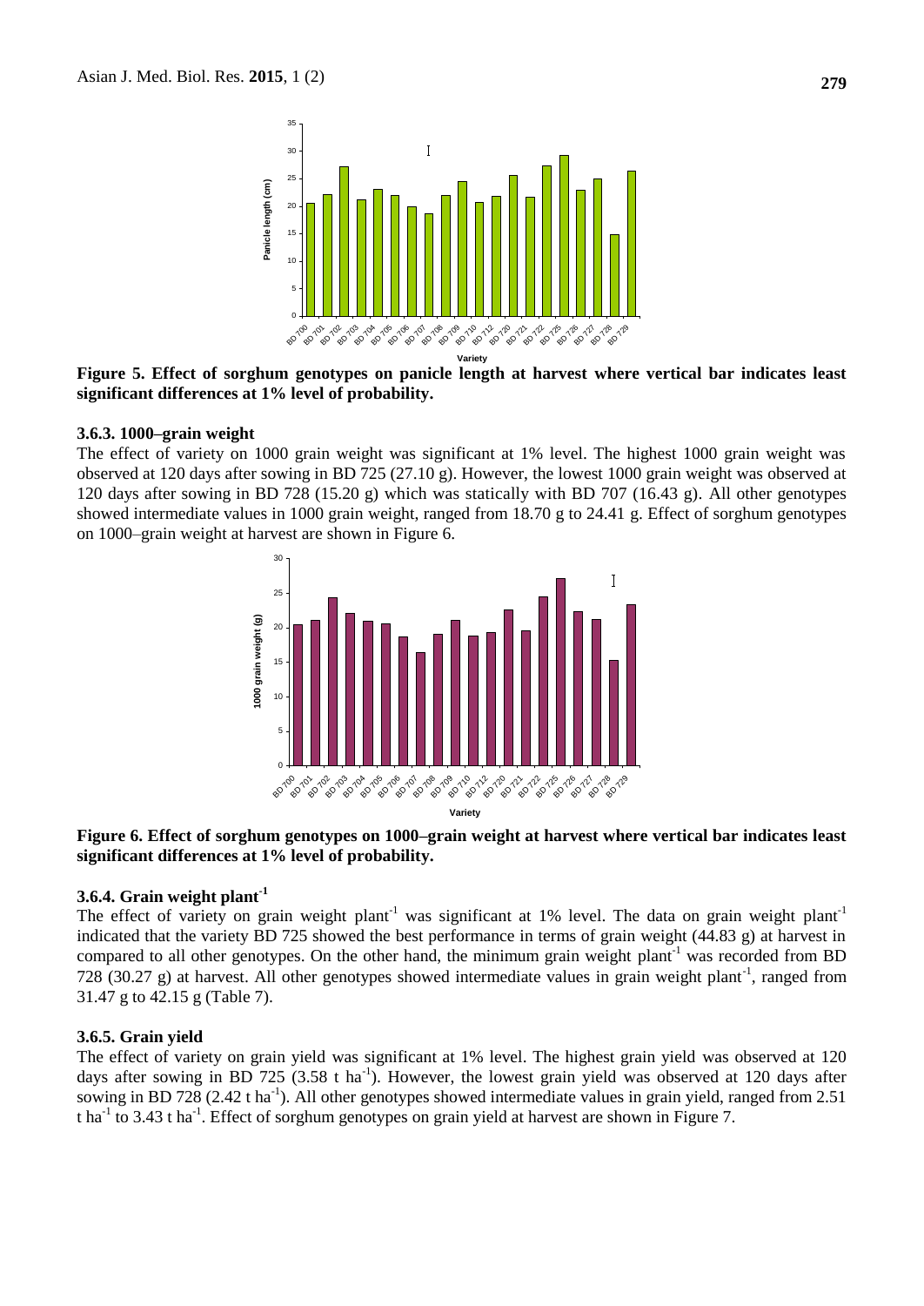Figure 5. Effect of sorghum genotypes on panicle length at harvest where vertical bar indicates least significant differences at 1% level of probability.

### 3.6.3. 1000–grain weight

The effect of variety on 1000 grain weight was significant at 1% level. The highest 1000 grain weight was observed at 120 days after sowing in BD 725 (27.10 g). However, the lowest 1000 grain weight was observed at 120 days after sowing in BD 728 (15.20 g) which was statically with BD 707 (16.43 g). All other genotypes showed intermediate values in 1000 grain weight, ranged from 18.70 g to 24.41 g. Effect of sorghum genotypes on 1000–grain weight at harvest are shown in Figure 6.

Figure 6. Effect of sorghum genotypes on 1000–grain weight at harvest where vertical bar indicates least significant differences at 1% level of probability.

### 3.6.4. Grain weight plant$^{-1}$

The effect of variety on grain weight plant$^{-1}$ was significant at 1% level. The data on grain weight plant$^{-1}$ indicated that the variety BD 725 showed the best performance in terms of grain weight (44.83 g) at harvest in compared to all other genotypes. On the other hand, the minimum grain weight plant$^{-1}$ was recorded from BD 728 (30.27 g) at harvest. All other genotypes showed intermediate values in grain weight plant$^{-1}$, ranged from 31.47 g to 42.15 g (Table 7).

### 3.6.5. Grain yield

The effect of variety on grain yield was significant at 1% level. The highest grain yield was observed at 120 days after sowing in BD 725 (3.58 t ha$^{-1}$). However, the lowest grain yield was observed at 120 days after sowing in BD 728 (2.42 t ha$^{-1}$). All other genotypes showed intermediate values in grain yield, ranged from 2.51 t ha$^{-1}$ to 3.43 t ha$^{-1}$. Effect of sorghum genotypes on grain yield at harvest are shown in Figure 7.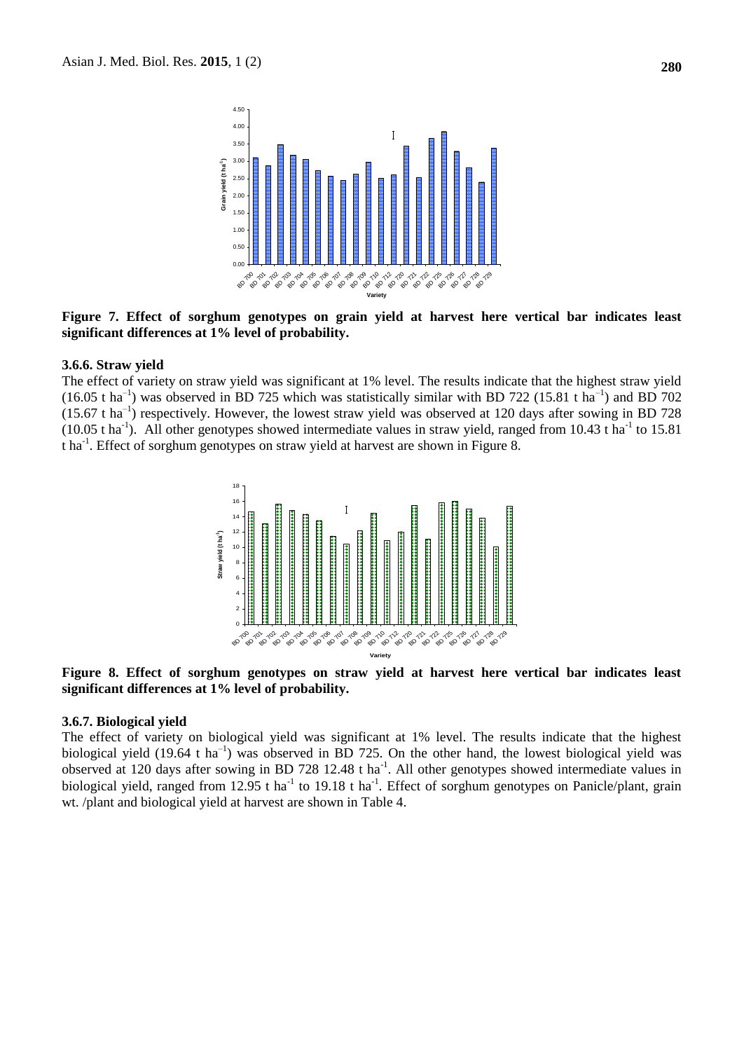**Figure 7. Effect of sorghum genotypes on grain yield at harvest here vertical bar indicates least significant differences at 1% level of probability.**

### 3.6.6. Straw yield

The effect of variety on straw yield was significant at 1% level. The results indicate that the highest straw yield (16.05 t $ha^{-1}$) was observed in BD 725 which was statistically similar with BD 722 (15.81 t $ha^{-1}$) and BD 702 (15.67 t $ha^{-1}$) respectively. However, the lowest straw yield was observed at 120 days after sowing in BD 728 (10.05 t $ha^{-1}$). All other genotypes showed intermediate values in straw yield, ranged from 10.43 t $ha^{-1}$ to 15.81 t $ha^{-1}$. Effect of sorghum genotypes on straw yield at harvest are shown in Figure 8.

**Figure 8. Effect of sorghum genotypes on straw yield at harvest here vertical bar indicates least significant differences at 1% level of probability.**

### 3.6.7. Biological yield

The effect of variety on biological yield was significant at 1% level. The results indicate that the highest biological yield (19.64 t $ha^{-1}$) was observed in BD 725. On the other hand, the lowest biological yield was observed at 120 days after sowing in BD 728 12.48 t $ha^{-1}$. All other genotypes showed intermediate values in biological yield, ranged from 12.95 t $ha^{-1}$ to 19.18 t $ha^{-1}$. Effect of sorghum genotypes on Panicle/plant, grain wt. /plant and biological yield at harvest are shown in Table 4.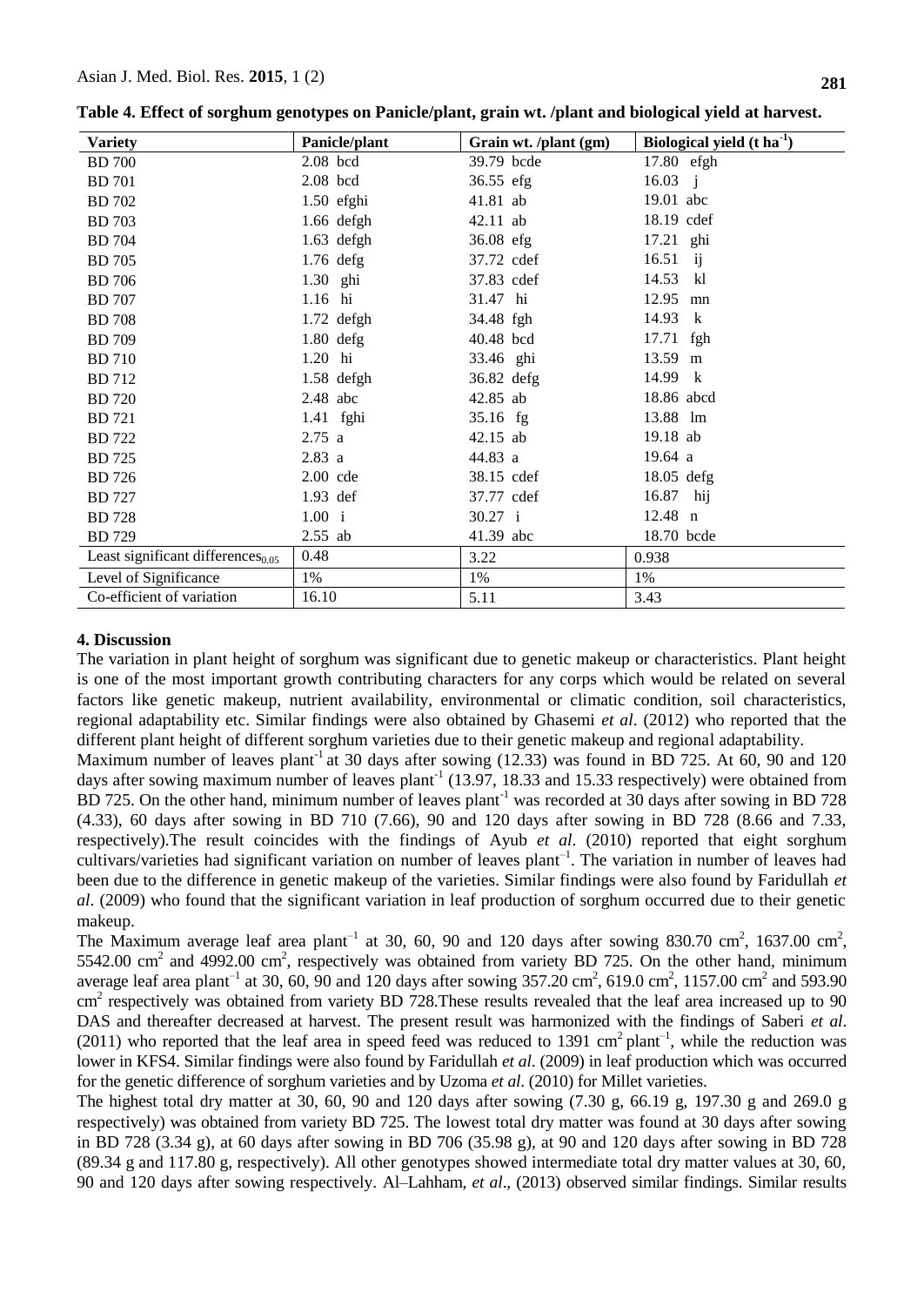**Table 4. Effect of sorghum genotypes on Panicle/plant, grain wt. /plant and biological yield at harvest.**

| Variety | Panicle/plant | Grain wt. /plant (gm) | Biological yield (t $ha^{-1}$) |
|---|---|---|---|
| BD 700 | 2.08 bcd | 39.79 bcde | 17.80 efgh |
| BD 701 | 2.08 bcd | 36.55 efg | 16.03 j |
| BD 702 | 1.50 efghi | 41.81 ab | 19.01 abc |
| BD 703 | 1.66 defgh | 42.11 ab | 18.19 cdef |
| BD 704 | 1.63 defgh | 36.08 efg | 17.21 ghi |
| BD 705 | 1.76 defg | 37.72 cdef | 16.51 ij |
| BD 706 | 1.30 ghi | 37.83 cdef | 14.53 kl |
| BD 707 | 1.16 hi | 31.47 hi | 12.95 mn |
| BD 708 | 1.72 defgh | 34.48 fgh | 14.93 k |
| BD 709 | 1.80 defg | 40.48 bcd | 17.71 fgh |
| BD 710 | 1.20 hi | 33.46 ghi | 13.59 m |
| BD 712 | 1.58 defgh | 36.82 defg | 14.99 k |
| BD 720 | 2.48 abc | 42.85 ab | 18.86 abcd |
| BD 721 | 1.41 fghi | 35.16 fg | 13.88 lm |
| BD 722 | 2.75 a | 42.15 ab | 19.18 ab |
| BD 725 | 2.83 a | 44.83 a | 19.64 a |
| BD 726 | 2.00 cde | 38.15 cdef | 18.05 defg |
| BD 727 | 1.93 def | 37.77 cdef | 16.87 hij |
| BD 728 | 1.00 i | 30.27 i | 12.48 n |
| BD 729 | 2.55 ab | 41.39 abc | 18.70 bcde |
| Least significant $differences_{0.05}$ | 0.48 | 3.22 | 0.938 |
| Level of Significance | 1% | 1% | 1% |
| Co-efficient of variation | 16.10 | 5.11 | 3.43 |

## 4. Discussion

The variation in plant height of sorghum was significant due to genetic makeup or characteristics. Plant height is one of the most important growth contributing characters for any corps which would be related on several factors like genetic makeup, nutrient availability, environmental or climatic condition, soil characteristics, regional adaptability etc. Similar findings were also obtained by Ghasemi *et al*. (2012) who reported that the different plant height of different sorghum varieties due to their genetic makeup and regional adaptability.

Maximum number of leaves $plant^{-1}$ at 30 days after sowing (12.33) was found in BD 725. At 60, 90 and 120 days after sowing maximum number of leaves $plant^{-1}$ (13.97, 18.33 and 15.33 respectively) were obtained from BD 725. On the other hand, minimum number of leaves $plant^{-1}$ was recorded at 30 days after sowing in BD 728 (4.33), 60 days after sowing in BD 710 (7.66), 90 and 120 days after sowing in BD 728 (8.66 and 7.33, respectively).The result coincides with the findings of Ayub *et al*. (2010) reported that eight sorghum cultivars/varieties had significant variation on number of leaves $plant^{-1}$. The variation in number of leaves had been due to the difference in genetic makeup of the varieties. Similar findings were also found by Faridullah *et al*. (2009) who found that the significant variation in leaf production of sorghum occurred due to their genetic makeup.

The Maximum average leaf area $plant^{-1}$ at 30, 60, 90 and 120 days after sowing 830.70 $cm^2$, 1637.00 $cm^2$, 5542.00 $cm^2$ and 4992.00 $cm^2$, respectively was obtained from variety BD 725. On the other hand, minimum average leaf area $plant^{-1}$ at 30, 60, 90 and 120 days after sowing 357.20 $cm^2$, 619.0 $cm^2$, 1157.00 $cm^2$ and 593.90 $cm^2$ respectively was obtained from variety BD 728.These results revealed that the leaf area increased up to 90 DAS and thereafter decreased at harvest. The present result was harmonized with the findings of Saberi *et al*. (2011) who reported that the leaf area in speed feed was reduced to 1391 $cm^2$ $plant^{-1}$, while the reduction was lower in KFS4. Similar findings were also found by Faridullah *et al*. (2009) in leaf production which was occurred for the genetic difference of sorghum varieties and by Uzoma *et al*. (2010) for Millet varieties.

The highest total dry matter at 30, 60, 90 and 120 days after sowing (7.30 g, 66.19 g, 197.30 g and 269.0 g respectively) was obtained from variety BD 725. The lowest total dry matter was found at 30 days after sowing in BD 728 (3.34 g), at 60 days after sowing in BD 706 (35.98 g), at 90 and 120 days after sowing in BD 728 (89.34 g and 117.80 g, respectively). All other genotypes showed intermediate total dry matter values at 30, 60, 90 and 120 days after sowing respectively. Al–Lahham, *et al*., (2013) observed similar findings. Similar results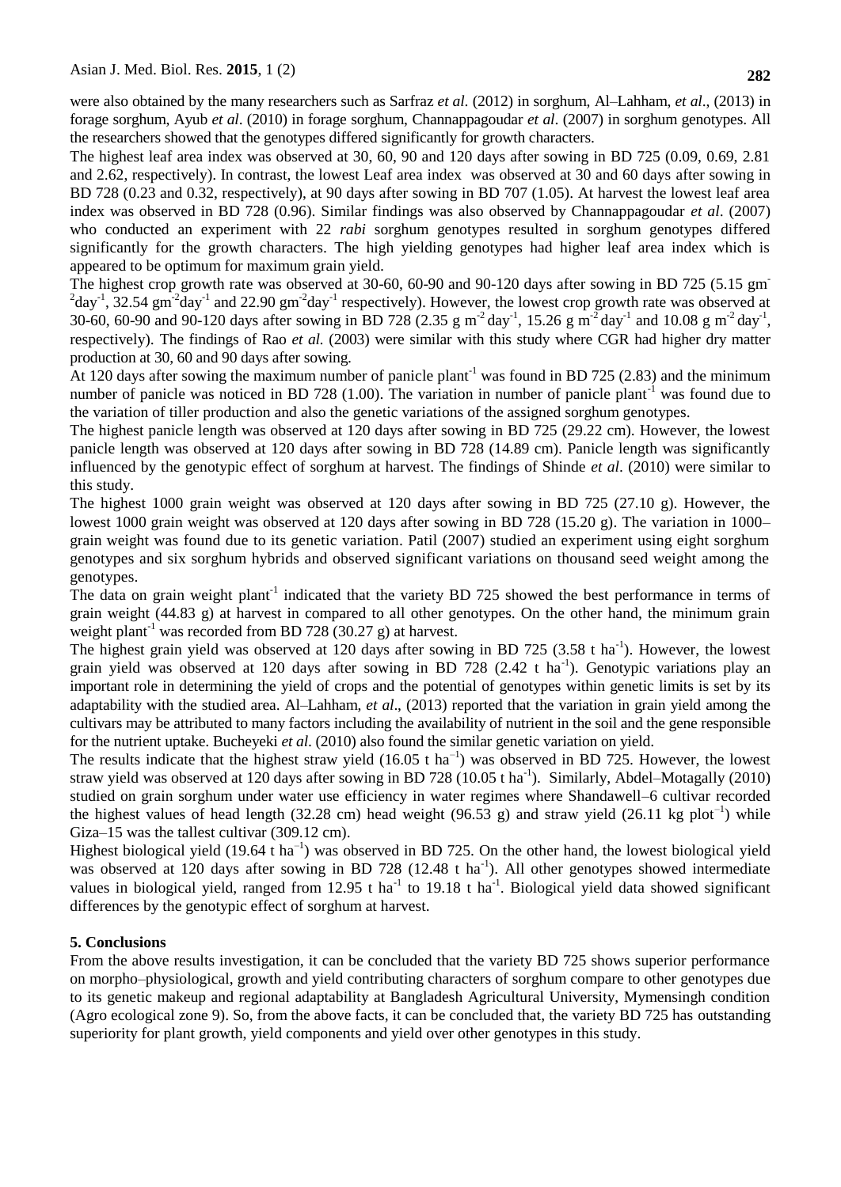were also obtained by the many researchers such as Sarfraz *et al*. (2012) in sorghum, Al–Lahham, *et al*., (2013) in forage sorghum, Ayub *et al*. (2010) in forage sorghum, Channappagoudar *et al*. (2007) in sorghum genotypes. All the researchers showed that the genotypes differed significantly for growth characters.

The highest leaf area index was observed at 30, 60, 90 and 120 days after sowing in BD 725 (0.09, 0.69, 2.81 and 2.62, respectively). In contrast, the lowest Leaf area index was observed at 30 and 60 days after sowing in BD 728 (0.23 and 0.32, respectively), at 90 days after sowing in BD 707 (1.05). At harvest the lowest leaf area index was observed in BD 728 (0.96). Similar findings was also observed by Channappagoudar *et al*. (2007) who conducted an experiment with 22 *rabi* sorghum genotypes resulted in sorghum genotypes differed significantly for the growth characters. The high yielding genotypes had higher leaf area index which is appeared to be optimum for maximum grain yield.

The highest crop growth rate was observed at 30-60, 60-90 and 90-120 days after sowing in BD 725 (5.15 gm$^{-2}$day$^{-1}$, 32.54 gm$^{-2}$day$^{-1}$ and 22.90 gm$^{-2}$day$^{-1}$ respectively). However, the lowest crop growth rate was observed at 30-60, 60-90 and 90-120 days after sowing in BD 728 (2.35 g m$^{-2}$ day$^{-1}$, 15.26 g m$^{-2}$ day$^{-1}$ and 10.08 g m$^{-2}$ day$^{-1}$, respectively). The findings of Rao *et al.* (2003) were similar with this study where CGR had higher dry matter production at 30, 60 and 90 days after sowing.

At 120 days after sowing the maximum number of panicle plant$^{-1}$ was found in BD 725 (2.83) and the minimum number of panicle was noticed in BD 728 (1.00). The variation in number of panicle plant$^{-1}$ was found due to the variation of tiller production and also the genetic variations of the assigned sorghum genotypes.

The highest panicle length was observed at 120 days after sowing in BD 725 (29.22 cm). However, the lowest panicle length was observed at 120 days after sowing in BD 728 (14.89 cm). Panicle length was significantly influenced by the genotypic effect of sorghum at harvest. The findings of Shinde *et al*. (2010) were similar to this study.

The highest 1000 grain weight was observed at 120 days after sowing in BD 725 (27.10 g). However, the lowest 1000 grain weight was observed at 120 days after sowing in BD 728 (15.20 g). The variation in 1000–grain weight was found due to its genetic variation. Patil (2007) studied an experiment using eight sorghum genotypes and six sorghum hybrids and observed significant variations on thousand seed weight among the genotypes.

The data on grain weight plant$^{-1}$ indicated that the variety BD 725 showed the best performance in terms of grain weight (44.83 g) at harvest in compared to all other genotypes. On the other hand, the minimum grain weight plant$^{-1}$ was recorded from BD 728 (30.27 g) at harvest.

The highest grain yield was observed at 120 days after sowing in BD 725 (3.58 t ha$^{-1}$). However, the lowest grain yield was observed at 120 days after sowing in BD 728 (2.42 t ha$^{-1}$). Genotypic variations play an important role in determining the yield of crops and the potential of genotypes within genetic limits is set by its adaptability with the studied area. Al–Lahham, *et al*., (2013) reported that the variation in grain yield among the cultivars may be attributed to many factors including the availability of nutrient in the soil and the gene responsible for the nutrient uptake. Bucheyeki *et al*. (2010) also found the similar genetic variation on yield.

The results indicate that the highest straw yield (16.05 t ha$^{-1}$) was observed in BD 725. However, the lowest straw yield was observed at 120 days after sowing in BD 728 (10.05 t ha$^{-1}$). Similarly, Abdel–Motagally (2010) studied on grain sorghum under water use efficiency in water regimes where Shandawell–6 cultivar recorded the highest values of head length (32.28 cm) head weight (96.53 g) and straw yield (26.11 kg plot$^{-1}$) while Giza–15 was the tallest cultivar (309.12 cm).

Highest biological yield (19.64 t ha$^{-1}$) was observed in BD 725. On the other hand, the lowest biological yield was observed at 120 days after sowing in BD 728 (12.48 t ha$^{-1}$). All other genotypes showed intermediate values in biological yield, ranged from 12.95 t ha$^{-1}$ to 19.18 t ha$^{-1}$. Biological yield data showed significant differences by the genotypic effect of sorghum at harvest.

## 5. Conclusions

From the above results investigation, it can be concluded that the variety BD 725 shows superior performance on morpho–physiological, growth and yield contributing characters of sorghum compare to other genotypes due to its genetic makeup and regional adaptability at Bangladesh Agricultural University, Mymensingh condition (Agro ecological zone 9). So, from the above facts, it can be concluded that, the variety BD 725 has outstanding superiority for plant growth, yield components and yield over other genotypes in this study.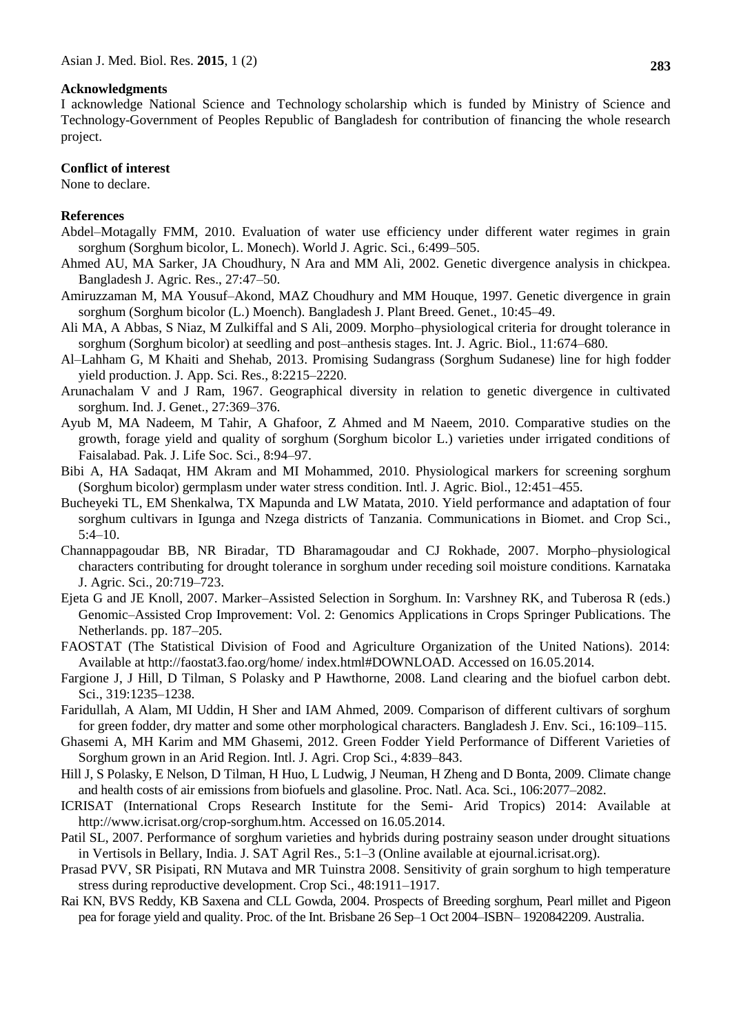## Acknowledgments

I acknowledge National Science and Technology scholarship which is funded by Ministry of Science and Technology-Government of Peoples Republic of Bangladesh for contribution of financing the whole research project.

## Conflict of interest

None to declare.

## References

Abdel–Motagally FMM, 2010. Evaluation of water use efficiency under different water regimes in grain sorghum (Sorghum bicolor, L. Monech). World J. Agric. Sci., 6:499–505.

Ahmed AU, MA Sarker, JA Choudhury, N Ara and MM Ali, 2002. Genetic divergence analysis in chickpea. Bangladesh J. Agric. Res., 27:47–50.

Amiruzzaman M, MA Yousuf–Akond, MAZ Choudhury and MM Houque, 1997. Genetic divergence in grain sorghum (Sorghum bicolor (L.) Moench). Bangladesh J. Plant Breed. Genet., 10:45–49.

Ali MA, A Abbas, S Niaz, M Zulkiffal and S Ali, 2009. Morpho–physiological criteria for drought tolerance in sorghum (Sorghum bicolor) at seedling and post–anthesis stages. Int. J. Agric. Biol., 11:674–680.

Al–Lahham G, M Khaiti and Shehab, 2013. Promising Sudangrass (Sorghum Sudanese) line for high fodder yield production. J. App. Sci. Res., 8:2215–2220.

Arunachalam V and J Ram, 1967. Geographical diversity in relation to genetic divergence in cultivated sorghum. Ind. J. Genet., 27:369–376.

Ayub M, MA Nadeem, M Tahir, A Ghafoor, Z Ahmed and M Naeem, 2010. Comparative studies on the growth, forage yield and quality of sorghum (Sorghum bicolor L.) varieties under irrigated conditions of Faisalabad. Pak. J. Life Soc. Sci., 8:94–97.

Bibi A, HA Sadaqat, HM Akram and MI Mohammed, 2010. Physiological markers for screening sorghum (Sorghum bicolor) germplasm under water stress condition. Intl. J. Agric. Biol., 12:451–455.

Bucheyeki TL, EM Shenkalwa, TX Mapunda and LW Matata, 2010. Yield performance and adaptation of four sorghum cultivars in Igunga and Nzega districts of Tanzania. Communications in Biomet. and Crop Sci., 5:4–10.

Channappagoudar BB, NR Biradar, TD Bharamagoudar and CJ Rokhade, 2007. Morpho–physiological characters contributing for drought tolerance in sorghum under receding soil moisture conditions. Karnataka J. Agric. Sci., 20:719–723.

Ejeta G and JE Knoll, 2007. Marker–Assisted Selection in Sorghum. In: Varshney RK, and Tuberosa R (eds.) Genomic–Assisted Crop Improvement: Vol. 2: Genomics Applications in Crops Springer Publications. The Netherlands. pp. 187–205.

FAOSTAT (The Statistical Division of Food and Agriculture Organization of the United Nations). 2014: Available at http://faostat3.fao.org/home/ index.html#DOWNLOAD. Accessed on 16.05.2014.

Fargione J, J Hill, D Tilman, S Polasky and P Hawthorne, 2008. Land clearing and the biofuel carbon debt. Sci., 319:1235–1238.

Faridullah, A Alam, MI Uddin, H Sher and IAM Ahmed, 2009. Comparison of different cultivars of sorghum for green fodder, dry matter and some other morphological characters. Bangladesh J. Env. Sci., 16:109–115.

Ghasemi A, MH Karim and MM Ghasemi, 2012. Green Fodder Yield Performance of Different Varieties of Sorghum grown in an Arid Region. Intl. J. Agri. Crop Sci., 4:839–843.

Hill J, S Polasky, E Nelson, D Tilman, H Huo, L Ludwig, J Neuman, H Zheng and D Bonta, 2009. Climate change and health costs of air emissions from biofuels and glasoline. Proc. Natl. Aca. Sci., 106:2077–2082.

ICRISAT (International Crops Research Institute for the Semi- Arid Tropics) 2014: Available at http://www.icrisat.org/crop-sorghum.htm. Accessed on 16.05.2014.

Patil SL, 2007. Performance of sorghum varieties and hybrids during postrainy season under drought situations in Vertisols in Bellary, India. J. SAT Agril Res., 5:1–3 (Online available at ejournal.icrisat.org).

Prasad PVV, SR Pisipati, RN Mutava and MR Tuinstra 2008. Sensitivity of grain sorghum to high temperature stress during reproductive development. Crop Sci., 48:1911–1917.

Rai KN, BVS Reddy, KB Saxena and CLL Gowda, 2004. Prospects of Breeding sorghum, Pearl millet and Pigeon pea for forage yield and quality. Proc. of the Int. Brisbane 26 Sep–1 Oct 2004–ISBN– 1920842209. Australia.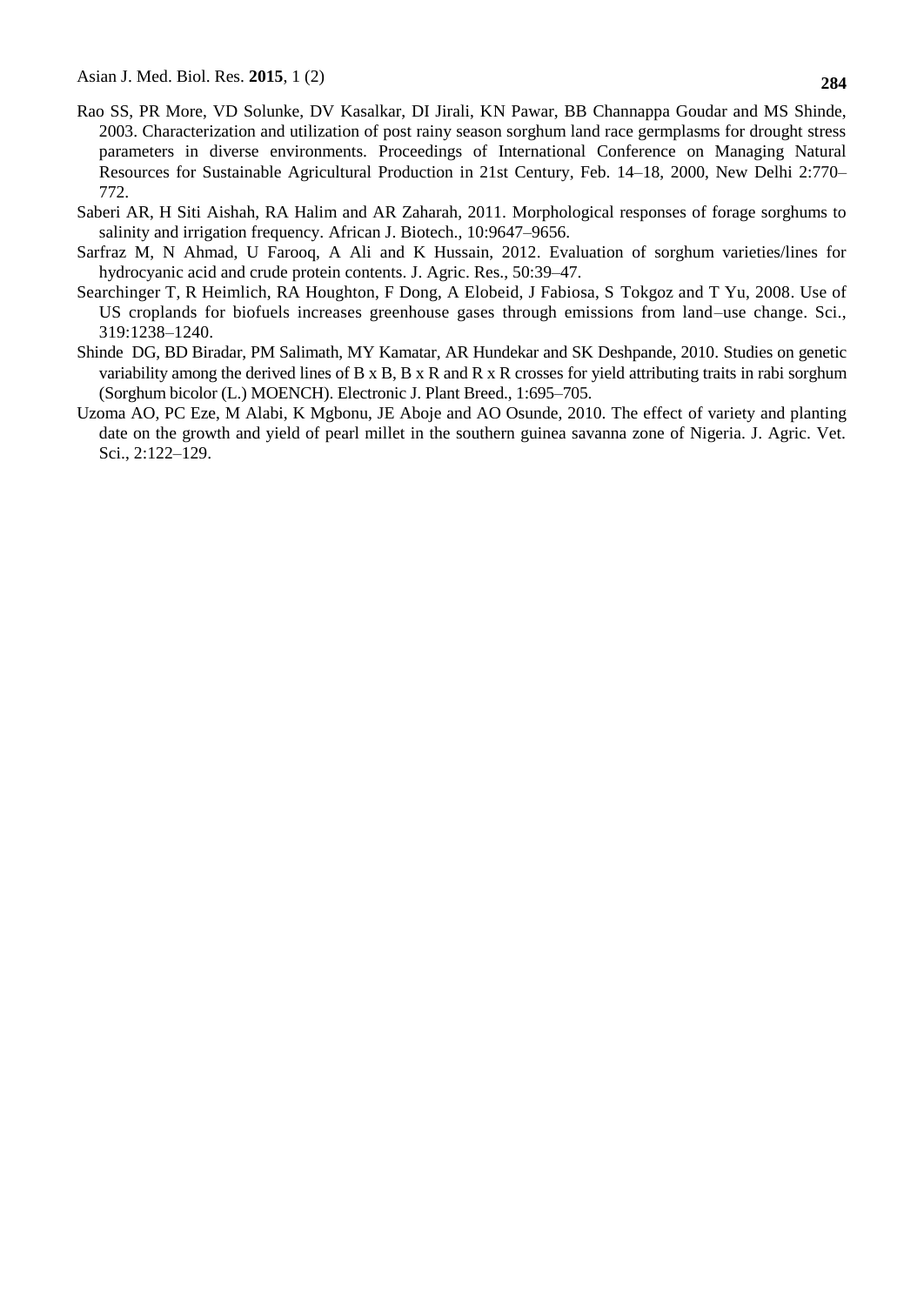Rao SS, PR More, VD Solunke, DV Kasalkar, DI Jirali, KN Pawar, BB Channappa Goudar and MS Shinde, 2003. Characterization and utilization of post rainy season sorghum land race germplasms for drought stress parameters in diverse environments. Proceedings of International Conference on Managing Natural Resources for Sustainable Agricultural Production in 21st Century, Feb. 14–18, 2000, New Delhi 2:770–772.

Saberi AR, H Siti Aishah, RA Halim and AR Zaharah, 2011. Morphological responses of forage sorghums to salinity and irrigation frequency. African J. Biotech., 10:9647–9656.

Sarfraz M, N Ahmad, U Farooq, A Ali and K Hussain, 2012. Evaluation of sorghum varieties/lines for hydrocyanic acid and crude protein contents. J. Agric. Res., 50:39–47.

Searchinger T, R Heimlich, RA Houghton, F Dong, A Elobeid, J Fabiosa, S Tokgoz and T Yu, 2008. Use of US croplands for biofuels increases greenhouse gases through emissions from land–use change. Sci., 319:1238–1240.

Shinde DG, BD Biradar, PM Salimath, MY Kamatar, AR Hundekar and SK Deshpande, 2010. Studies on genetic variability among the derived lines of B x B, B x R and R x R crosses for yield attributing traits in rabi sorghum (Sorghum bicolor (L.) MOENCH). Electronic J. Plant Breed., 1:695–705.

Uzoma AO, PC Eze, M Alabi, K Mgbonu, JE Aboje and AO Osunde, 2010. The effect of variety and planting date on the growth and yield of pearl millet in the southern guinea savanna zone of Nigeria. J. Agric. Vet. Sci., 2:122–129.